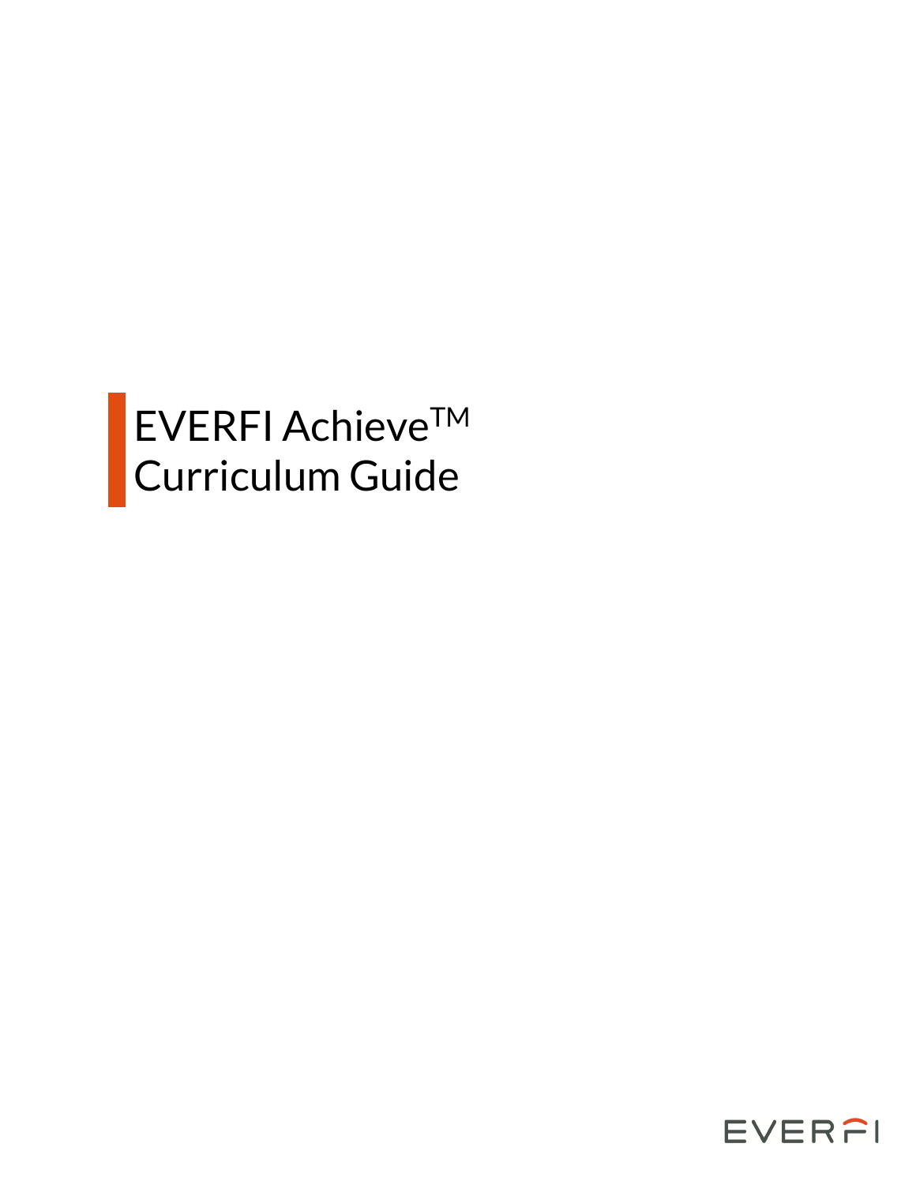# EVERFI Achieve™ Curriculum Guide

EVERFI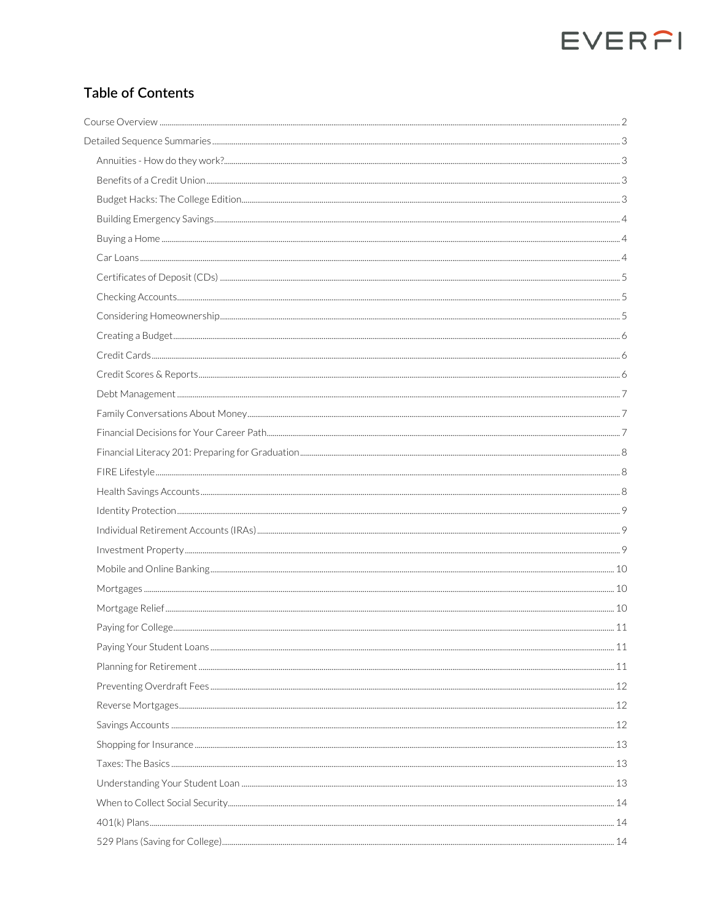## Table of Contents

- Course Overview ........ 2
- Detailed Sequence Summaries ........ 3
  - Annuities - How do they work? ........ 3
  - Benefits of a Credit Union ........ 3
  - Budget Hacks: The College Edition ........ 3
  - Building Emergency Savings ........ 4
  - Buying a Home ........ 4
  - Car Loans ........ 4
  - Certificates of Deposit (CDs) ........ 5
  - Checking Accounts ........ 5
  - Considering Homeownership ........ 5
  - Creating a Budget ........ 6
  - Credit Cards ........ 6
  - Credit Scores & Reports ........ 6
  - Debt Management ........ 7
  - Family Conversations About Money ........ 7
  - Financial Decisions for Your Career Path ........ 7
  - Financial Literacy 201: Preparing for Graduation ........ 8
  - FIRE Lifestyle ........ 8
  - Health Savings Accounts ........ 8
  - Identity Protection ........ 9
  - Individual Retirement Accounts (IRAs) ........ 9
  - Investment Property ........ 9
  - Mobile and Online Banking ........ 10
  - Mortgages ........ 10
  - Mortgage Relief ........ 10
  - Paying for College ........ 11
  - Paying Your Student Loans ........ 11
  - Planning for Retirement ........ 11
  - Preventing Overdraft Fees ........ 12
  - Reverse Mortgages ........ 12
  - Savings Accounts ........ 12
  - Shopping for Insurance ........ 13
  - Taxes: The Basics ........ 13
  - Understanding Your Student Loan ........ 13
  - When to Collect Social Security ........ 14
  - 401(k) Plans ........ 14
  - 529 Plans (Saving for College) ........ 14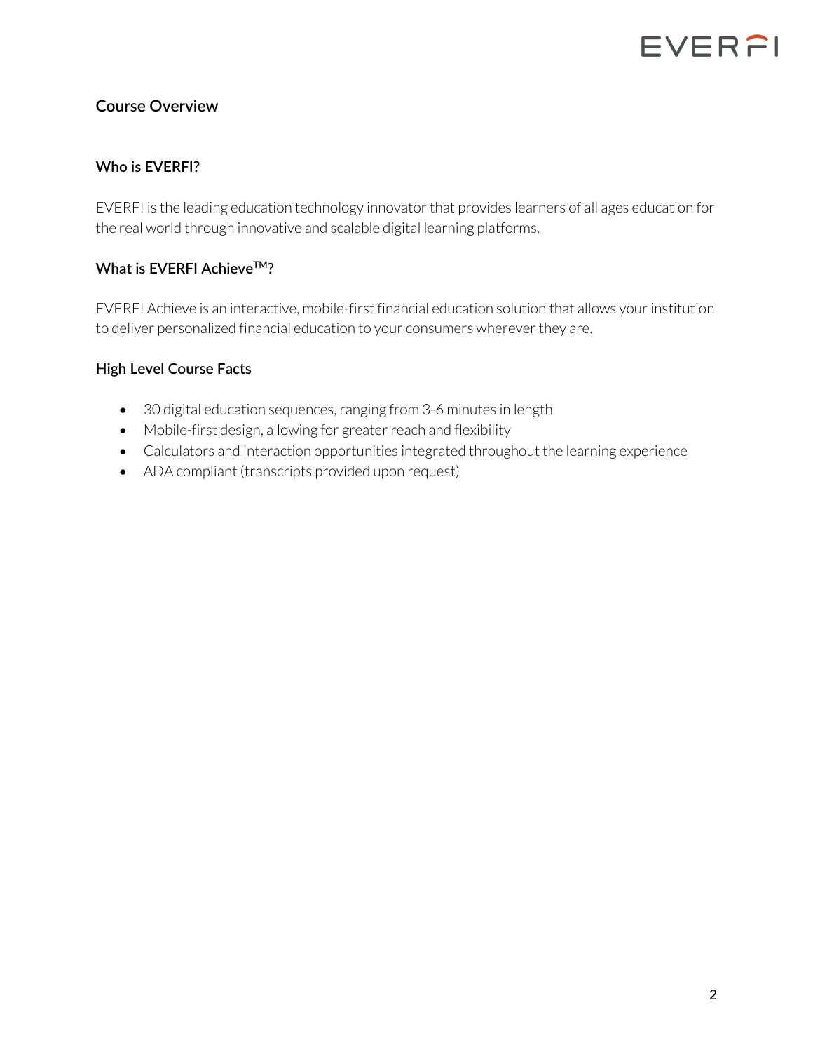## Course Overview

### Who is EVERFI?

EVERFI is the leading education technology innovator that provides learners of all ages education for the real world through innovative and scalable digital learning platforms.

### What is EVERFI Achieve™?

EVERFI Achieve is an interactive, mobile-first financial education solution that allows your institution to deliver personalized financial education to your consumers wherever they are.

### High Level Course Facts

- 30 digital education sequences, ranging from 3-6 minutes in length
- Mobile-first design, allowing for greater reach and flexibility
- Calculators and interaction opportunities integrated throughout the learning experience
- ADA compliant (transcripts provided upon request)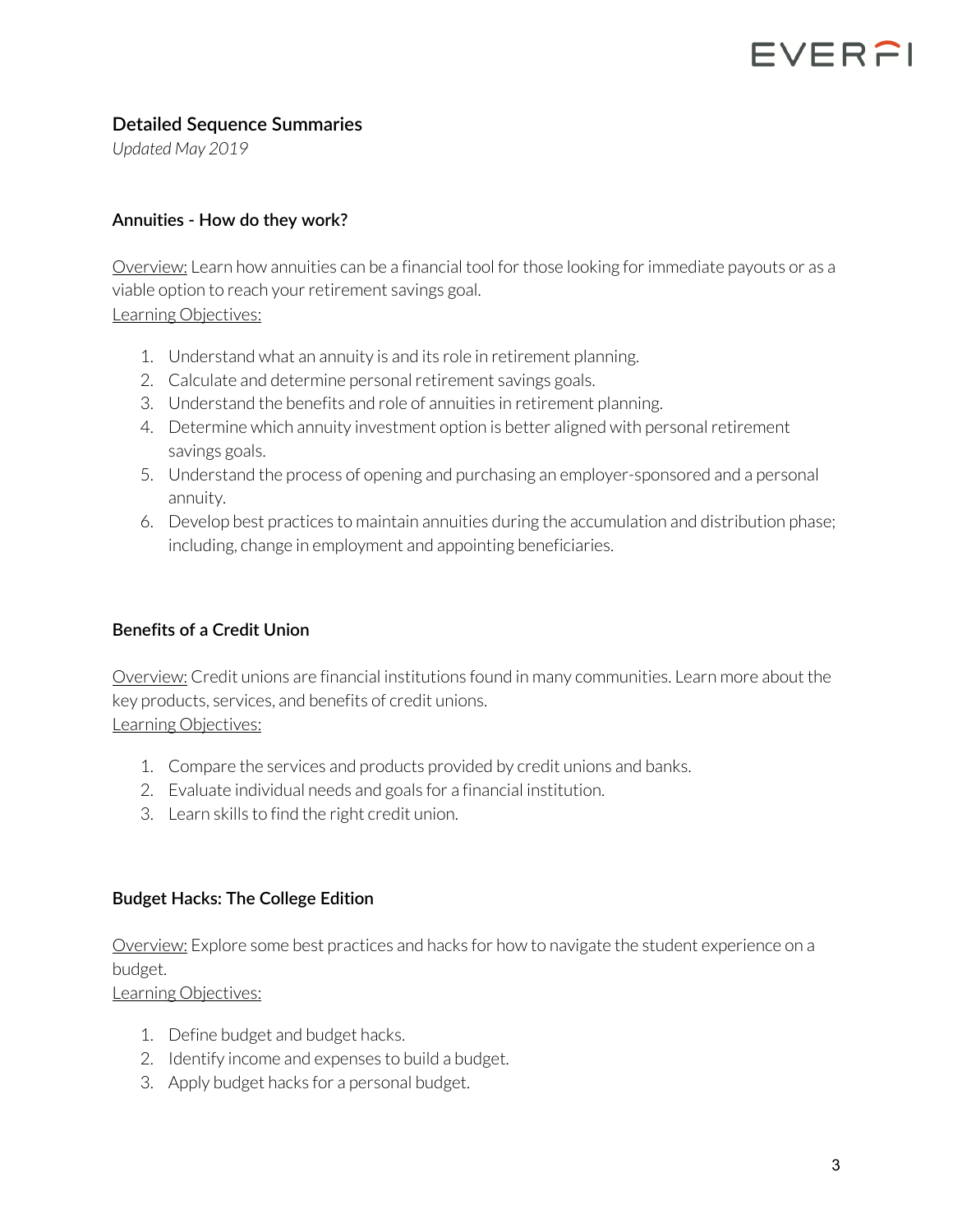## Detailed Sequence Summaries

*Updated May 2019*

### Annuities - How do they work?

Overview: Learn how annuities can be a financial tool for those looking for immediate payouts or as a viable option to reach your retirement savings goal.

Learning Objectives:

1. Understand what an annuity is and its role in retirement planning.
2. Calculate and determine personal retirement savings goals.
3. Understand the benefits and role of annuities in retirement planning.
4. Determine which annuity investment option is better aligned with personal retirement savings goals.
5. Understand the process of opening and purchasing an employer-sponsored and a personal annuity.
6. Develop best practices to maintain annuities during the accumulation and distribution phase; including, change in employment and appointing beneficiaries.

### Benefits of a Credit Union

Overview: Credit unions are financial institutions found in many communities. Learn more about the key products, services, and benefits of credit unions.

Learning Objectives:

1. Compare the services and products provided by credit unions and banks.
2. Evaluate individual needs and goals for a financial institution.
3. Learn skills to find the right credit union.

### Budget Hacks: The College Edition

Overview: Explore some best practices and hacks for how to navigate the student experience on a budget.

Learning Objectives:

1. Define budget and budget hacks.
2. Identify income and expenses to build a budget.
3. Apply budget hacks for a personal budget.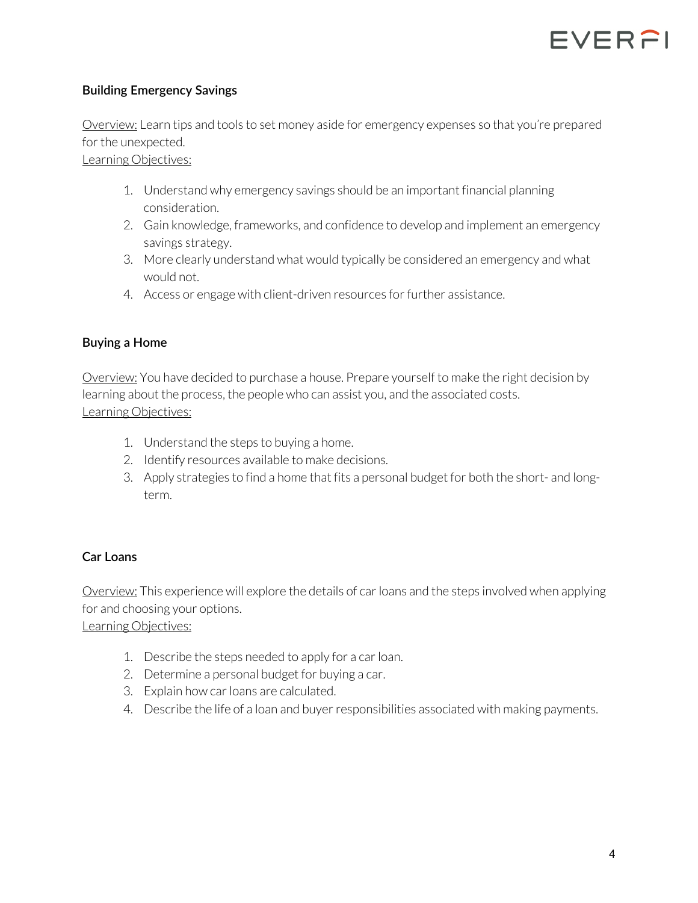### Building Emergency Savings

Overview: Learn tips and tools to set money aside for emergency expenses so that you're prepared for the unexpected.
Learning Objectives:

1. Understand why emergency savings should be an important financial planning consideration.
2. Gain knowledge, frameworks, and confidence to develop and implement an emergency savings strategy.
3. More clearly understand what would typically be considered an emergency and what would not.
4. Access or engage with client-driven resources for further assistance.

### Buying a Home

Overview: You have decided to purchase a house. Prepare yourself to make the right decision by learning about the process, the people who can assist you, and the associated costs.
Learning Objectives:

1. Understand the steps to buying a home.
2. Identify resources available to make decisions.
3. Apply strategies to find a home that fits a personal budget for both the short- and long-term.

### Car Loans

Overview: This experience will explore the details of car loans and the steps involved when applying for and choosing your options.
Learning Objectives:

1. Describe the steps needed to apply for a car loan.
2. Determine a personal budget for buying a car.
3. Explain how car loans are calculated.
4. Describe the life of a loan and buyer responsibilities associated with making payments.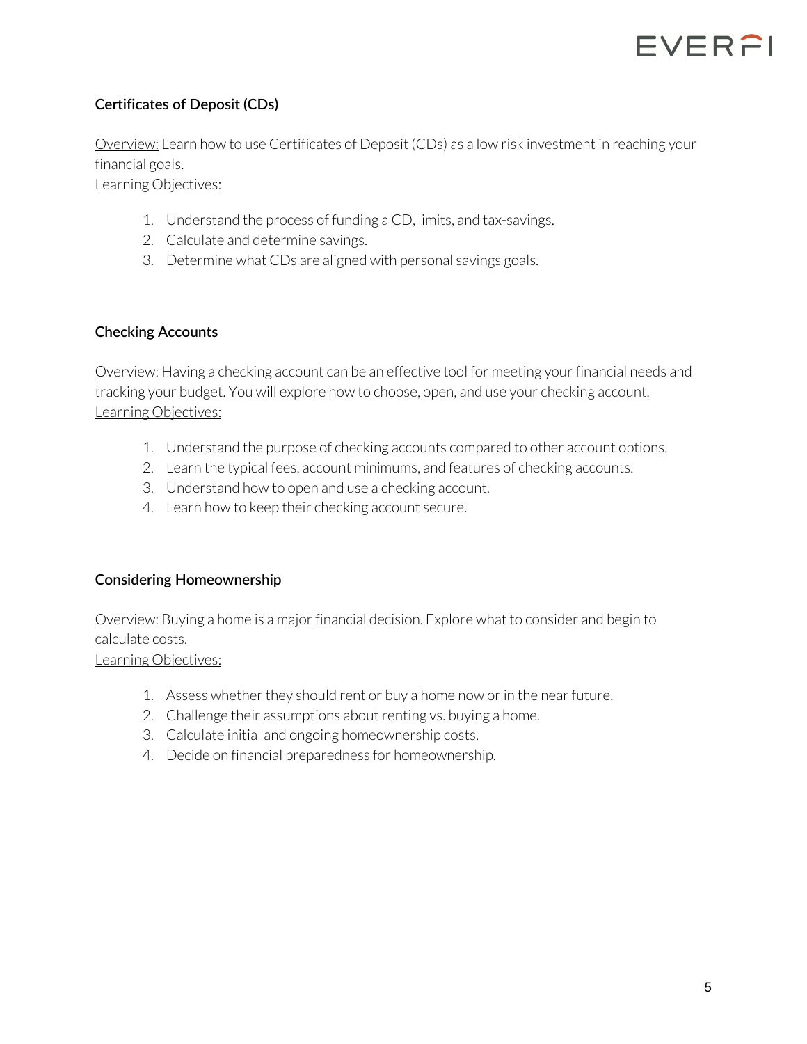### Certificates of Deposit (CDs)

Overview: Learn how to use Certificates of Deposit (CDs) as a low risk investment in reaching your financial goals.
Learning Objectives:

1. Understand the process of funding a CD, limits, and tax-savings.
2. Calculate and determine savings.
3. Determine what CDs are aligned with personal savings goals.

### Checking Accounts

Overview: Having a checking account can be an effective tool for meeting your financial needs and tracking your budget. You will explore how to choose, open, and use your checking account.
Learning Objectives:

1. Understand the purpose of checking accounts compared to other account options.
2. Learn the typical fees, account minimums, and features of checking accounts.
3. Understand how to open and use a checking account.
4. Learn how to keep their checking account secure.

### Considering Homeownership

Overview: Buying a home is a major financial decision. Explore what to consider and begin to calculate costs.
Learning Objectives:

1. Assess whether they should rent or buy a home now or in the near future.
2. Challenge their assumptions about renting vs. buying a home.
3. Calculate initial and ongoing homeownership costs.
4. Decide on financial preparedness for homeownership.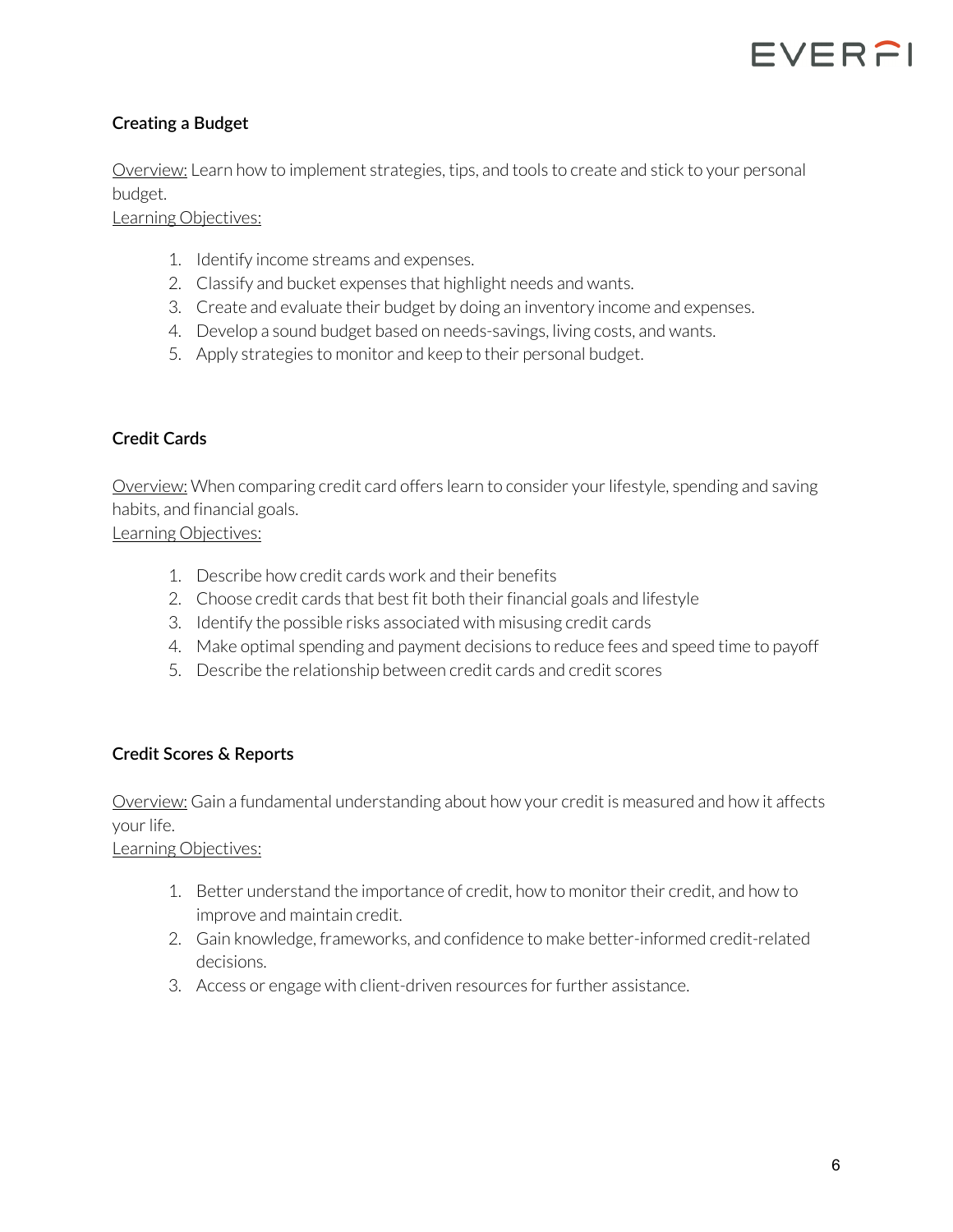### Creating a Budget

<u>Overview:</u> Learn how to implement strategies, tips, and tools to create and stick to your personal budget.

<u>Learning Objectives:</u>

1. Identify income streams and expenses.
2. Classify and bucket expenses that highlight needs and wants.
3. Create and evaluate their budget by doing an inventory income and expenses.
4. Develop a sound budget based on needs-savings, living costs, and wants.
5. Apply strategies to monitor and keep to their personal budget.

### Credit Cards

<u>Overview:</u> When comparing credit card offers learn to consider your lifestyle, spending and saving habits, and financial goals.

<u>Learning Objectives:</u>

1. Describe how credit cards work and their benefits
2. Choose credit cards that best fit both their financial goals and lifestyle
3. Identify the possible risks associated with misusing credit cards
4. Make optimal spending and payment decisions to reduce fees and speed time to payoff
5. Describe the relationship between credit cards and credit scores

### Credit Scores & Reports

<u>Overview:</u> Gain a fundamental understanding about how your credit is measured and how it affects your life.

<u>Learning Objectives:</u>

1. Better understand the importance of credit, how to monitor their credit, and how to improve and maintain credit.
2. Gain knowledge, frameworks, and confidence to make better-informed credit-related decisions.
3. Access or engage with client-driven resources for further assistance.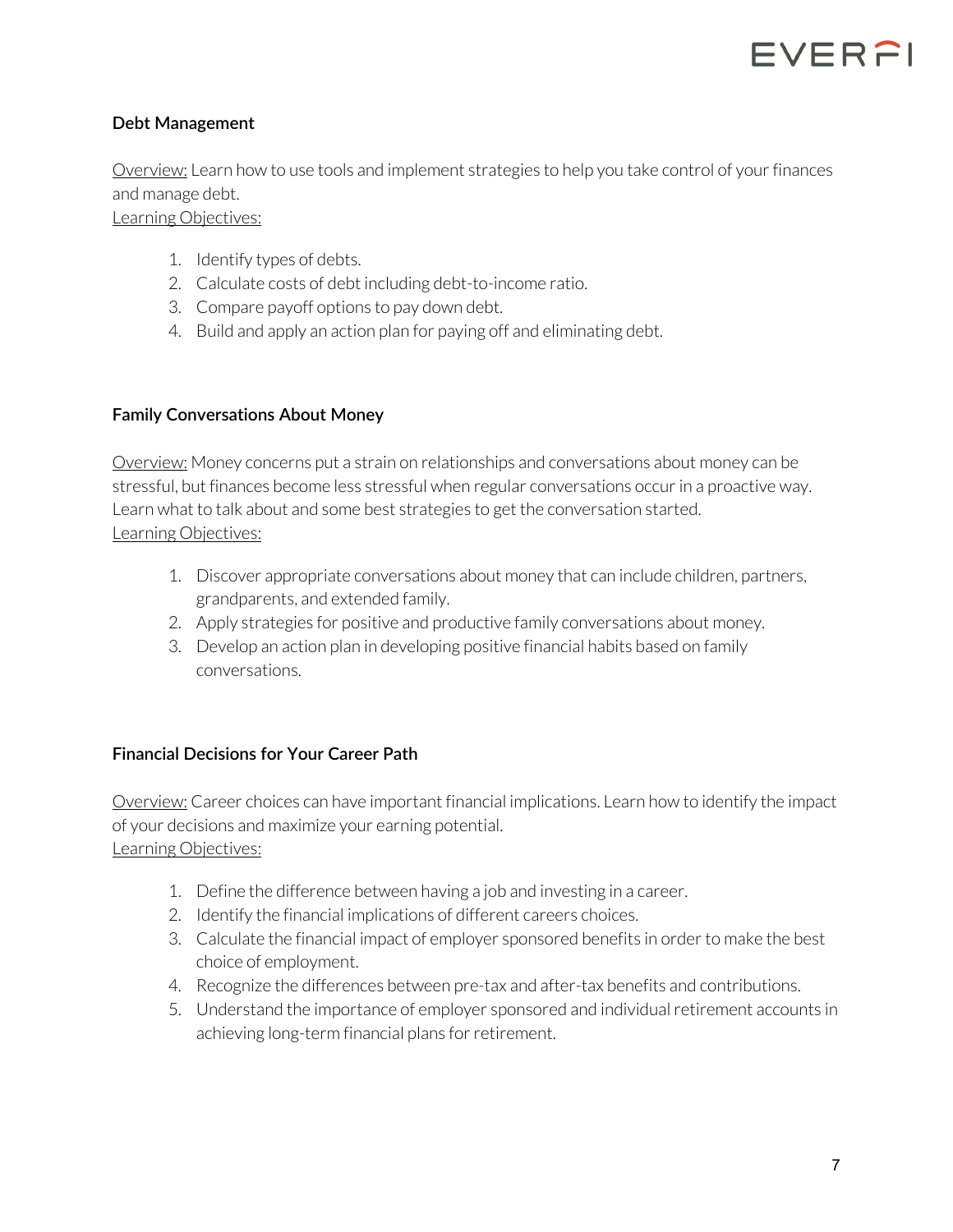### Debt Management

Overview: Learn how to use tools and implement strategies to help you take control of your finances and manage debt.
Learning Objectives:

1. Identify types of debts.
2. Calculate costs of debt including debt-to-income ratio.
3. Compare payoff options to pay down debt.
4. Build and apply an action plan for paying off and eliminating debt.

### Family Conversations About Money

Overview: Money concerns put a strain on relationships and conversations about money can be stressful, but finances become less stressful when regular conversations occur in a proactive way. Learn what to talk about and some best strategies to get the conversation started.
Learning Objectives:

1. Discover appropriate conversations about money that can include children, partners, grandparents, and extended family.
2. Apply strategies for positive and productive family conversations about money.
3. Develop an action plan in developing positive financial habits based on family conversations.

### Financial Decisions for Your Career Path

Overview: Career choices can have important financial implications. Learn how to identify the impact of your decisions and maximize your earning potential.
Learning Objectives:

1. Define the difference between having a job and investing in a career.
2. Identify the financial implications of different careers choices.
3. Calculate the financial impact of employer sponsored benefits in order to make the best choice of employment.
4. Recognize the differences between pre-tax and after-tax benefits and contributions.
5. Understand the importance of employer sponsored and individual retirement accounts in achieving long-term financial plans for retirement.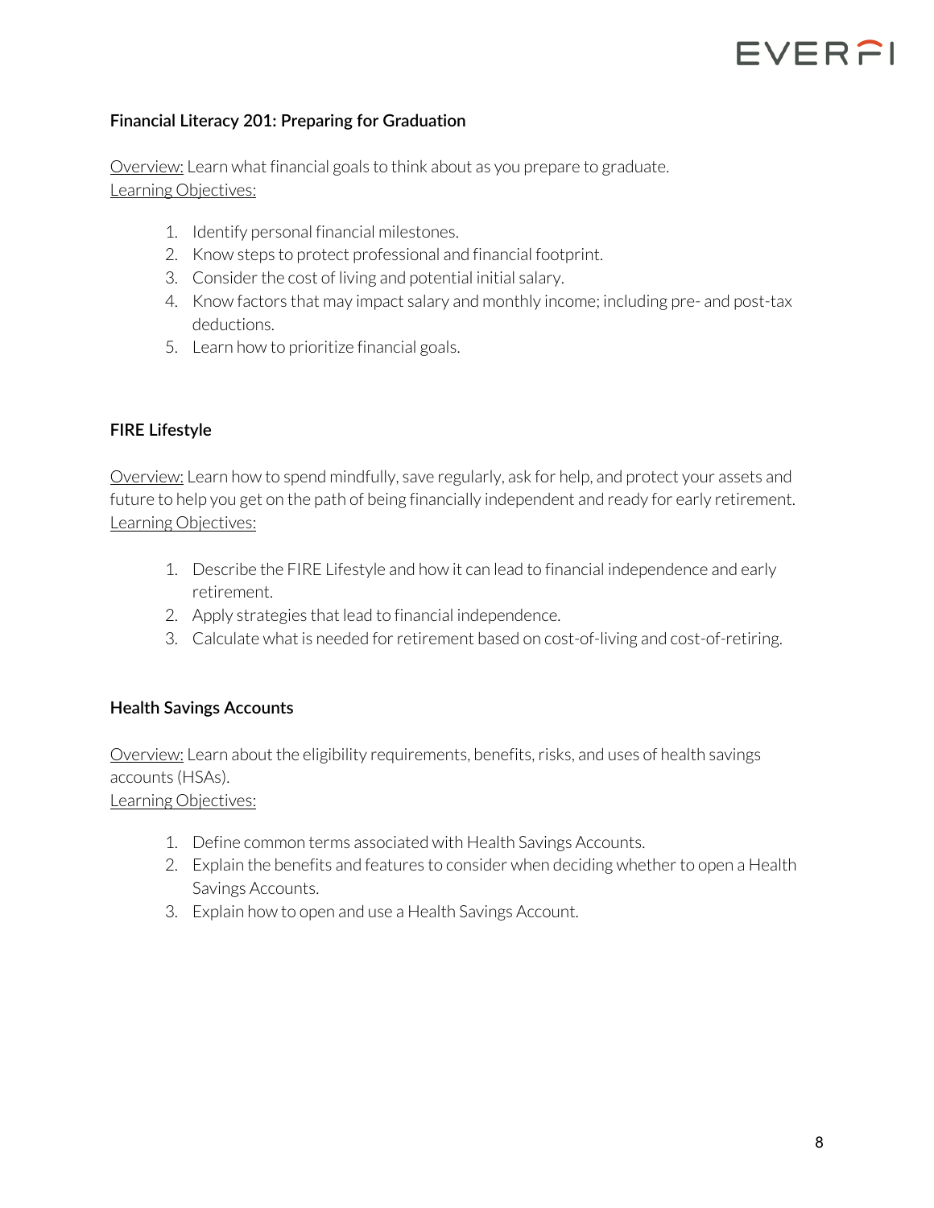## Financial Literacy 201: Preparing for Graduation

Overview: Learn what financial goals to think about as you prepare to graduate.
Learning Objectives:

1. Identify personal financial milestones.
2. Know steps to protect professional and financial footprint.
3. Consider the cost of living and potential initial salary.
4. Know factors that may impact salary and monthly income; including pre- and post-tax deductions.
5. Learn how to prioritize financial goals.

## FIRE Lifestyle

Overview: Learn how to spend mindfully, save regularly, ask for help, and protect your assets and future to help you get on the path of being financially independent and ready for early retirement.
Learning Objectives:

1. Describe the FIRE Lifestyle and how it can lead to financial independence and early retirement.
2. Apply strategies that lead to financial independence.
3. Calculate what is needed for retirement based on cost-of-living and cost-of-retiring.

## Health Savings Accounts

Overview: Learn about the eligibility requirements, benefits, risks, and uses of health savings accounts (HSAs).
Learning Objectives:

1. Define common terms associated with Health Savings Accounts.
2. Explain the benefits and features to consider when deciding whether to open a Health Savings Accounts.
3. Explain how to open and use a Health Savings Account.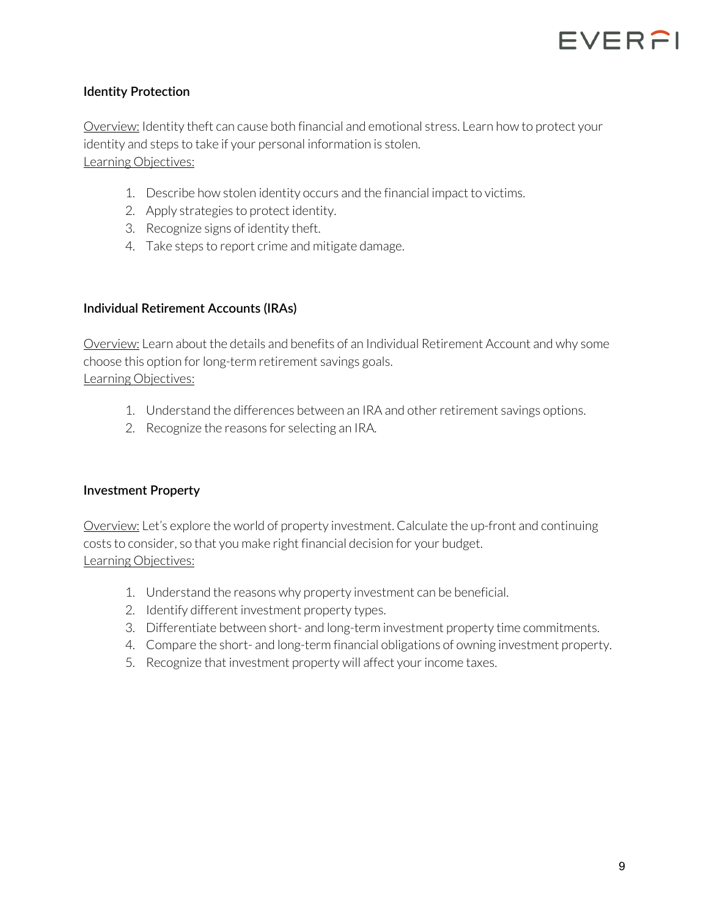### Identity Protection

<u>Overview:</u> Identity theft can cause both financial and emotional stress. Learn how to protect your identity and steps to take if your personal information is stolen.
<u>Learning Objectives:</u>

1. Describe how stolen identity occurs and the financial impact to victims.
2. Apply strategies to protect identity.
3. Recognize signs of identity theft.
4. Take steps to report crime and mitigate damage.

### Individual Retirement Accounts (IRAs)

<u>Overview:</u> Learn about the details and benefits of an Individual Retirement Account and why some choose this option for long-term retirement savings goals.
<u>Learning Objectives:</u>

1. Understand the differences between an IRA and other retirement savings options.
2. Recognize the reasons for selecting an IRA.

### Investment Property

<u>Overview:</u> Let's explore the world of property investment. Calculate the up-front and continuing costs to consider, so that you make right financial decision for your budget.
<u>Learning Objectives:</u>

1. Understand the reasons why property investment can be beneficial.
2. Identify different investment property types.
3. Differentiate between short- and long-term investment property time commitments.
4. Compare the short- and long-term financial obligations of owning investment property.
5. Recognize that investment property will affect your income taxes.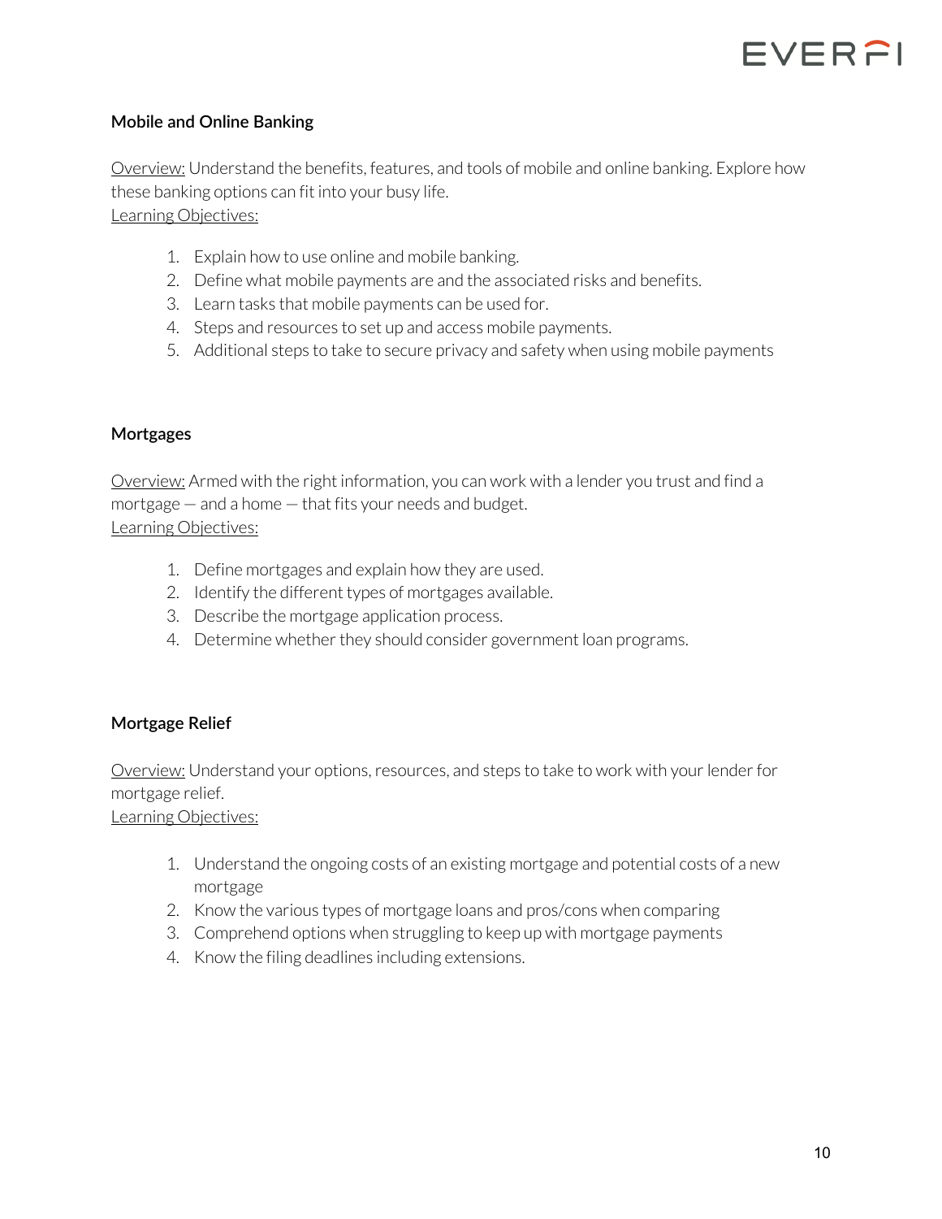**Mobile and Online Banking**

Overview: Understand the benefits, features, and tools of mobile and online banking. Explore how these banking options can fit into your busy life.
Learning Objectives:

1. Explain how to use online and mobile banking.
2. Define what mobile payments are and the associated risks and benefits.
3. Learn tasks that mobile payments can be used for.
4. Steps and resources to set up and access mobile payments.
5. Additional steps to take to secure privacy and safety when using mobile payments

**Mortgages**

Overview: Armed with the right information, you can work with a lender you trust and find a mortgage — and a home — that fits your needs and budget.
Learning Objectives:

1. Define mortgages and explain how they are used.
2. Identify the different types of mortgages available.
3. Describe the mortgage application process.
4. Determine whether they should consider government loan programs.

**Mortgage Relief**

Overview: Understand your options, resources, and steps to take to work with your lender for mortgage relief.
Learning Objectives:

1. Understand the ongoing costs of an existing mortgage and potential costs of a new mortgage
2. Know the various types of mortgage loans and pros/cons when comparing
3. Comprehend options when struggling to keep up with mortgage payments
4. Know the filing deadlines including extensions.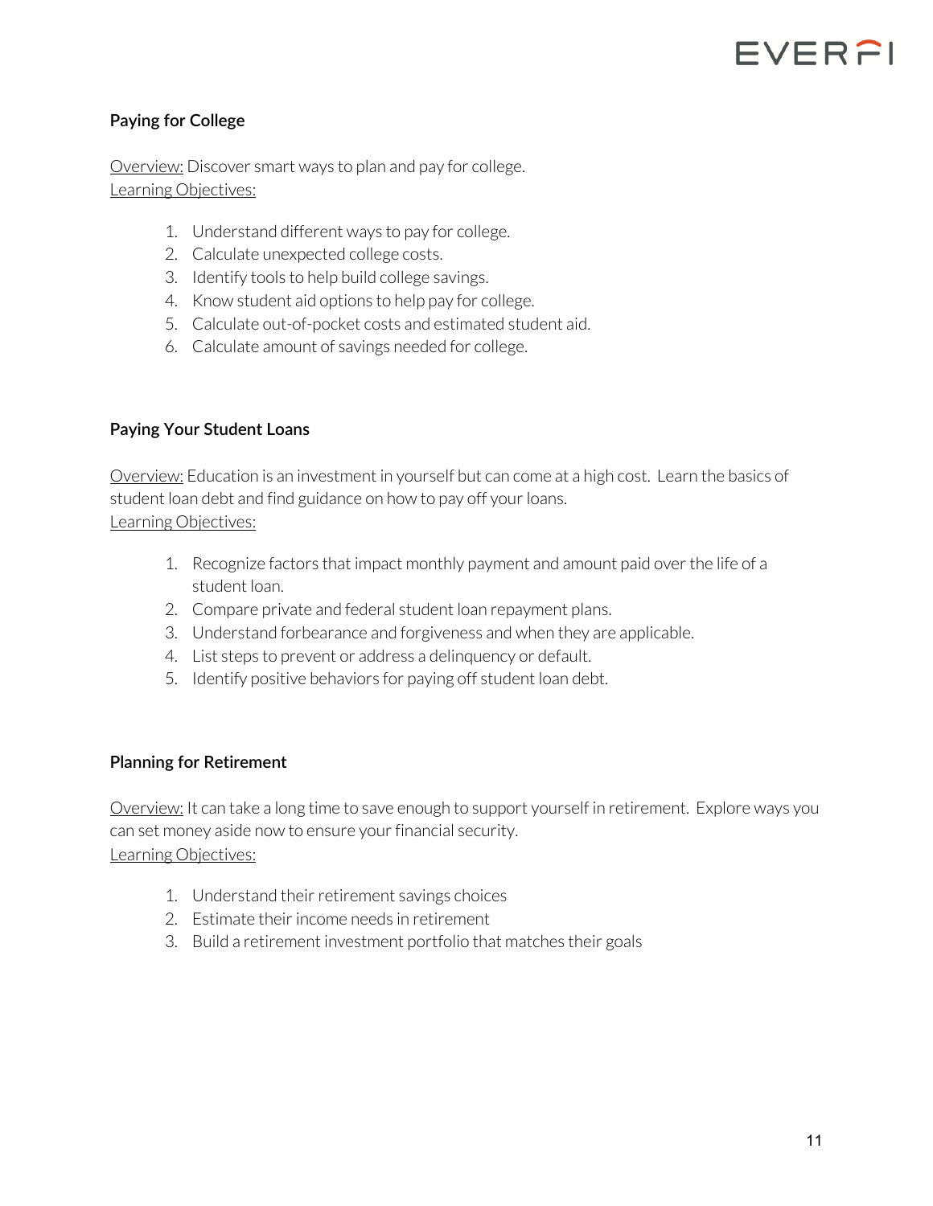**Paying for College**

Overview: Discover smart ways to plan and pay for college.
Learning Objectives:

1. Understand different ways to pay for college.
2. Calculate unexpected college costs.
3. Identify tools to help build college savings.
4. Know student aid options to help pay for college.
5. Calculate out-of-pocket costs and estimated student aid.
6. Calculate amount of savings needed for college.

**Paying Your Student Loans**

Overview: Education is an investment in yourself but can come at a high cost. Learn the basics of student loan debt and find guidance on how to pay off your loans.
Learning Objectives:

1. Recognize factors that impact monthly payment and amount paid over the life of a student loan.
2. Compare private and federal student loan repayment plans.
3. Understand forbearance and forgiveness and when they are applicable.
4. List steps to prevent or address a delinquency or default.
5. Identify positive behaviors for paying off student loan debt.

**Planning for Retirement**

Overview: It can take a long time to save enough to support yourself in retirement. Explore ways you can set money aside now to ensure your financial security.
Learning Objectives:

1. Understand their retirement savings choices
2. Estimate their income needs in retirement
3. Build a retirement investment portfolio that matches their goals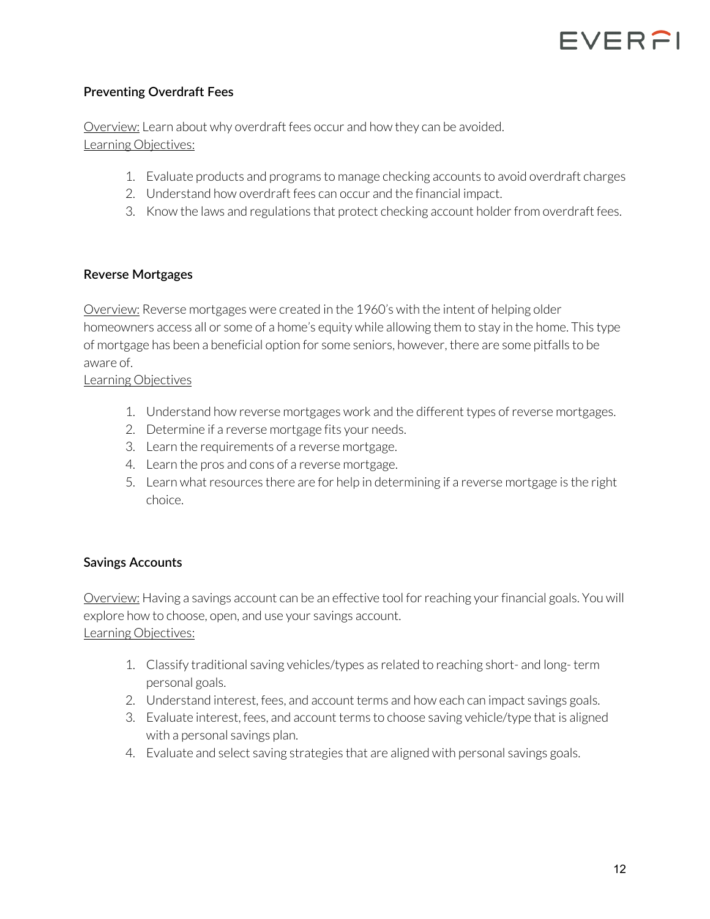### Preventing Overdraft Fees

Overview: Learn about why overdraft fees occur and how they can be avoided.
Learning Objectives:

1. Evaluate products and programs to manage checking accounts to avoid overdraft charges
2. Understand how overdraft fees can occur and the financial impact.
3. Know the laws and regulations that protect checking account holder from overdraft fees.

### Reverse Mortgages

Overview: Reverse mortgages were created in the 1960's with the intent of helping older homeowners access all or some of a home's equity while allowing them to stay in the home. This type of mortgage has been a beneficial option for some seniors, however, there are some pitfalls to be aware of.
Learning Objectives

1. Understand how reverse mortgages work and the different types of reverse mortgages.
2. Determine if a reverse mortgage fits your needs.
3. Learn the requirements of a reverse mortgage.
4. Learn the pros and cons of a reverse mortgage.
5. Learn what resources there are for help in determining if a reverse mortgage is the right choice.

### Savings Accounts

Overview: Having a savings account can be an effective tool for reaching your financial goals. You will explore how to choose, open, and use your savings account.
Learning Objectives:

1. Classify traditional saving vehicles/types as related to reaching short- and long- term personal goals.
2. Understand interest, fees, and account terms and how each can impact savings goals.
3. Evaluate interest, fees, and account terms to choose saving vehicle/type that is aligned with a personal savings plan.
4. Evaluate and select saving strategies that are aligned with personal savings goals.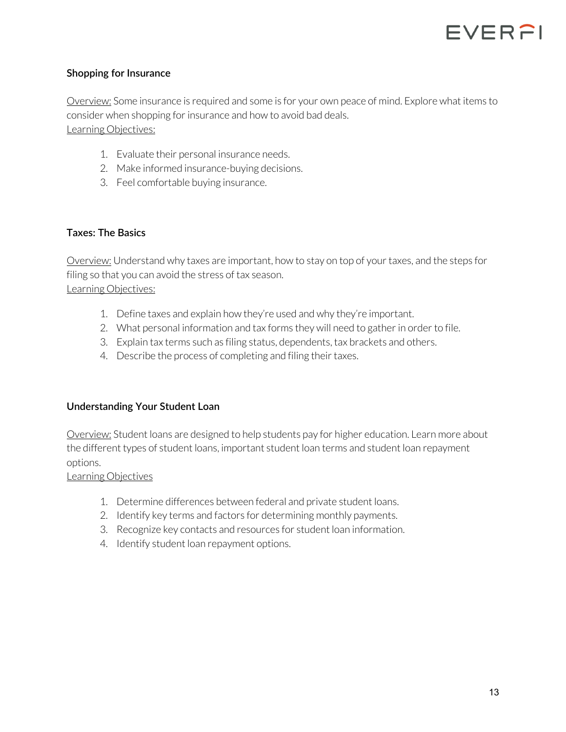### Shopping for Insurance

Overview: Some insurance is required and some is for your own peace of mind. Explore what items to consider when shopping for insurance and how to avoid bad deals.
Learning Objectives:

1. Evaluate their personal insurance needs.
2. Make informed insurance-buying decisions.
3. Feel comfortable buying insurance.

### Taxes: The Basics

Overview: Understand why taxes are important, how to stay on top of your taxes, and the steps for filing so that you can avoid the stress of tax season.
Learning Objectives:

1. Define taxes and explain how they're used and why they're important.
2. What personal information and tax forms they will need to gather in order to file.
3. Explain tax terms such as filing status, dependents, tax brackets and others.
4. Describe the process of completing and filing their taxes.

### Understanding Your Student Loan

Overview: Student loans are designed to help students pay for higher education. Learn more about the different types of student loans, important student loan terms and student loan repayment options.
Learning Objectives

1. Determine differences between federal and private student loans.
2. Identify key terms and factors for determining monthly payments.
3. Recognize key contacts and resources for student loan information.
4. Identify student loan repayment options.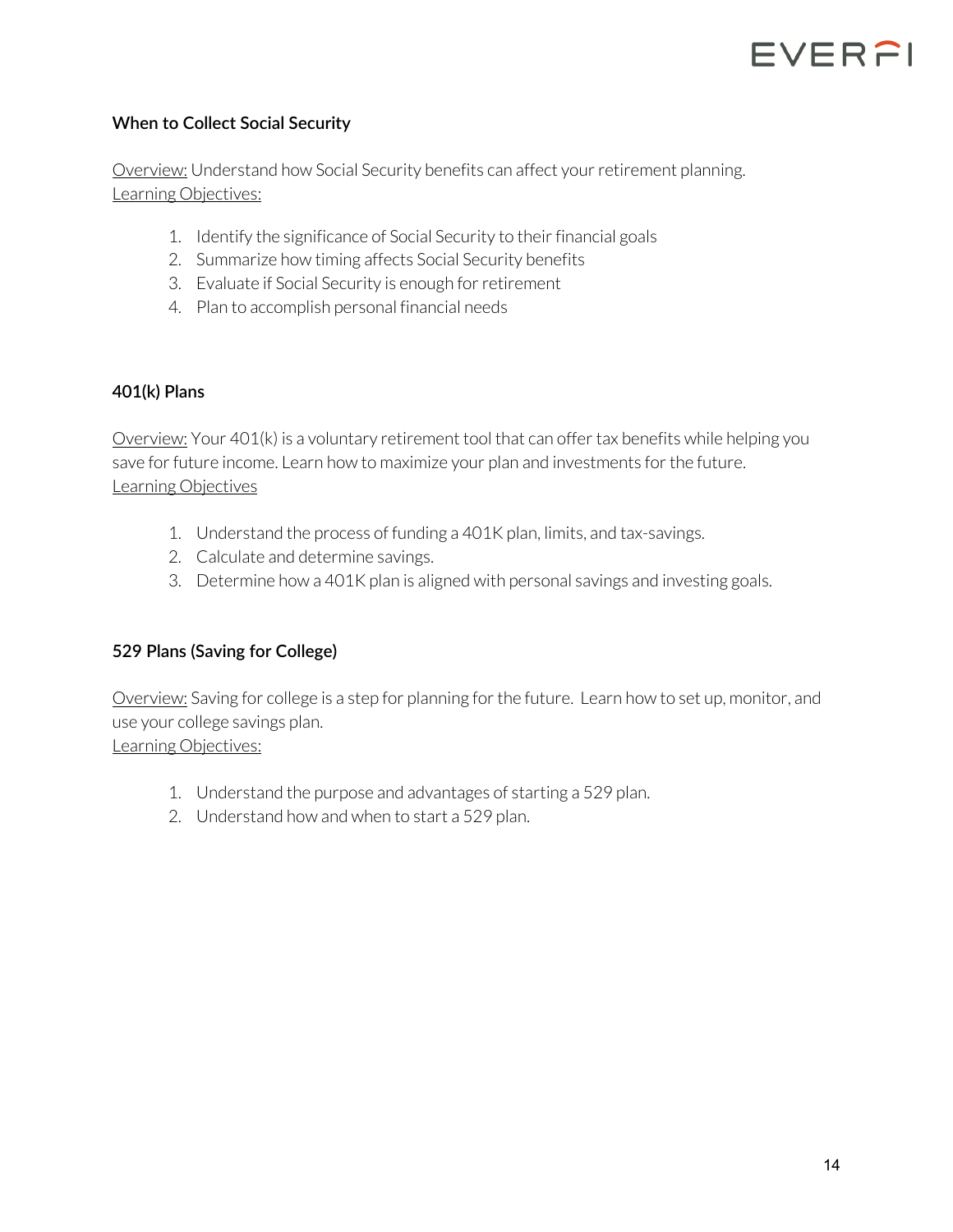### When to Collect Social Security

Overview: Understand how Social Security benefits can affect your retirement planning.
Learning Objectives:

1. Identify the significance of Social Security to their financial goals
2. Summarize how timing affects Social Security benefits
3. Evaluate if Social Security is enough for retirement
4. Plan to accomplish personal financial needs

### 401(k) Plans

Overview: Your 401(k) is a voluntary retirement tool that can offer tax benefits while helping you save for future income. Learn how to maximize your plan and investments for the future.
Learning Objectives

1. Understand the process of funding a 401K plan, limits, and tax-savings.
2. Calculate and determine savings.
3. Determine how a 401K plan is aligned with personal savings and investing goals.

### 529 Plans (Saving for College)

Overview: Saving for college is a step for planning for the future. Learn how to set up, monitor, and use your college savings plan.
Learning Objectives:

1. Understand the purpose and advantages of starting a 529 plan.
2. Understand how and when to start a 529 plan.